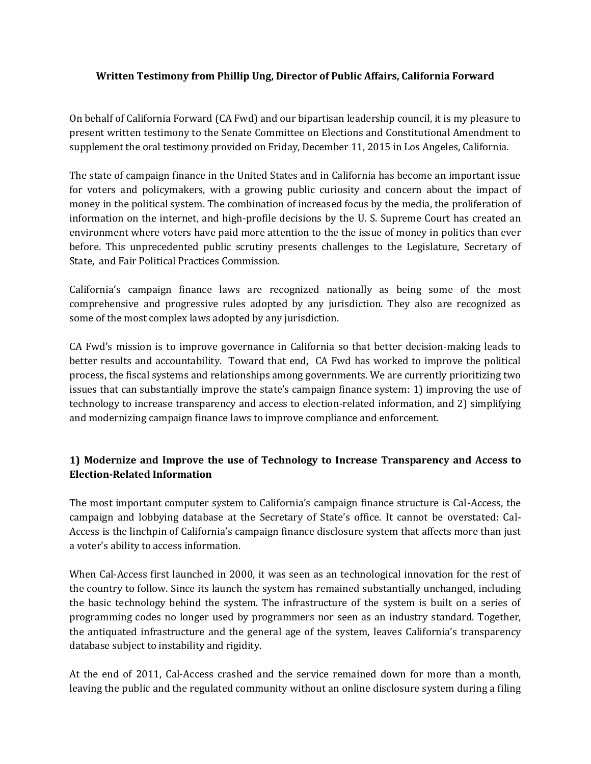**Written Testimony from Phillip Ung, Director of Public Affairs, California Forward**

On behalf of California Forward (CA Fwd) and our bipartisan leadership council, it is my pleasure to present written testimony to the Senate Committee on Elections and Constitutional Amendment to supplement the oral testimony provided on Friday, December 11, 2015 in Los Angeles, California.

The state of campaign finance in the United States and in California has become an important issue for voters and policymakers, with a growing public curiosity and concern about the impact of money in the political system. The combination of increased focus by the media, the proliferation of information on the internet, and high-profile decisions by the U. S. Supreme Court has created an environment where voters have paid more attention to the the issue of money in politics than ever before. This unprecedented public scrutiny presents challenges to the Legislature, Secretary of State, and Fair Political Practices Commission.

California's campaign finance laws are recognized nationally as being some of the most comprehensive and progressive rules adopted by any jurisdiction. They also are recognized as some of the most complex laws adopted by any jurisdiction.

CA Fwd's mission is to improve governance in California so that better decision-making leads to better results and accountability. Toward that end, CA Fwd has worked to improve the political process, the fiscal systems and relationships among governments. We are currently prioritizing two issues that can substantially improve the state's campaign finance system: 1) improving the use of technology to increase transparency and access to election-related information, and 2) simplifying and modernizing campaign finance laws to improve compliance and enforcement.

**1) Modernize and Improve the use of Technology to Increase Transparency and Access to Election-Related Information**

The most important computer system to California's campaign finance structure is Cal-Access, the campaign and lobbying database at the Secretary of State's office. It cannot be overstated: Cal-Access is the linchpin of California's campaign finance disclosure system that affects more than just a voter's ability to access information.

When Cal-Access first launched in 2000, it was seen as an technological innovation for the rest of the country to follow. Since its launch the system has remained substantially unchanged, including the basic technology behind the system. The infrastructure of the system is built on a series of programming codes no longer used by programmers nor seen as an industry standard. Together, the antiquated infrastructure and the general age of the system, leaves California's transparency database subject to instability and rigidity.

At the end of 2011, Cal-Access crashed and the service remained down for more than a month, leaving the public and the regulated community without an online disclosure system during a filing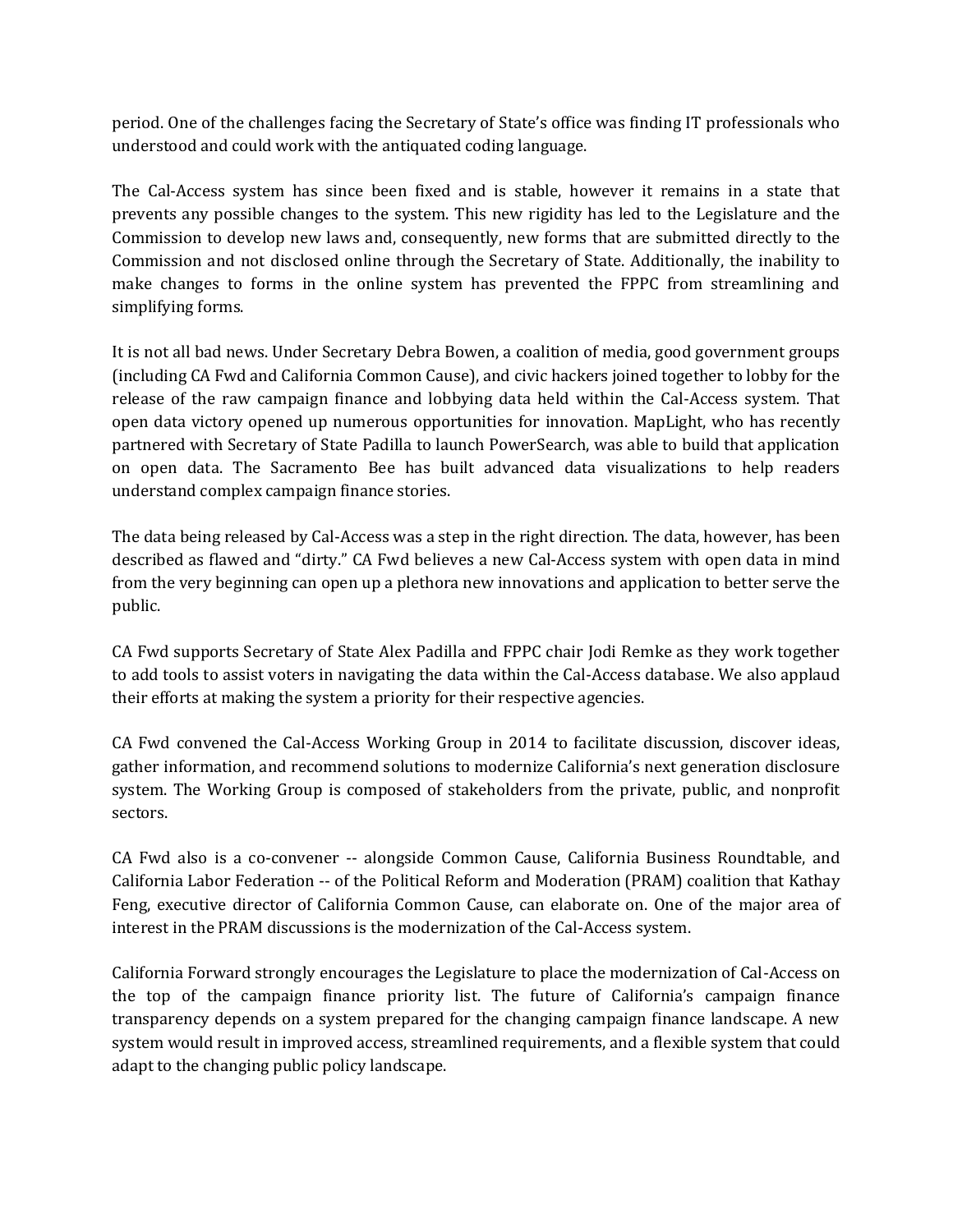period. One of the challenges facing the Secretary of State's office was finding IT professionals who understood and could work with the antiquated coding language.

The Cal-Access system has since been fixed and is stable, however it remains in a state that prevents any possible changes to the system. This new rigidity has led to the Legislature and the Commission to develop new laws and, consequently, new forms that are submitted directly to the Commission and not disclosed online through the Secretary of State. Additionally, the inability to make changes to forms in the online system has prevented the FPPC from streamlining and simplifying forms.

It is not all bad news. Under Secretary Debra Bowen, a coalition of media, good government groups (including CA Fwd and California Common Cause), and civic hackers joined together to lobby for the release of the raw campaign finance and lobbying data held within the Cal-Access system. That open data victory opened up numerous opportunities for innovation. MapLight, who has recently partnered with Secretary of State Padilla to launch PowerSearch, was able to build that application on open data. The Sacramento Bee has built advanced data visualizations to help readers understand complex campaign finance stories.

The data being released by Cal-Access was a step in the right direction. The data, however, has been described as flawed and "dirty." CA Fwd believes a new Cal-Access system with open data in mind from the very beginning can open up a plethora new innovations and application to better serve the public.

CA Fwd supports Secretary of State Alex Padilla and FPPC chair Jodi Remke as they work together to add tools to assist voters in navigating the data within the Cal-Access database. We also applaud their efforts at making the system a priority for their respective agencies.

CA Fwd convened the Cal-Access Working Group in 2014 to facilitate discussion, discover ideas, gather information, and recommend solutions to modernize California's next generation disclosure system. The Working Group is composed of stakeholders from the private, public, and nonprofit sectors.

CA Fwd also is a co-convener -- alongside Common Cause, California Business Roundtable, and California Labor Federation -- of the Political Reform and Moderation (PRAM) coalition that Kathay Feng, executive director of California Common Cause, can elaborate on. One of the major area of interest in the PRAM discussions is the modernization of the Cal-Access system.

California Forward strongly encourages the Legislature to place the modernization of Cal-Access on the top of the campaign finance priority list. The future of California's campaign finance transparency depends on a system prepared for the changing campaign finance landscape. A new system would result in improved access, streamlined requirements, and a flexible system that could adapt to the changing public policy landscape.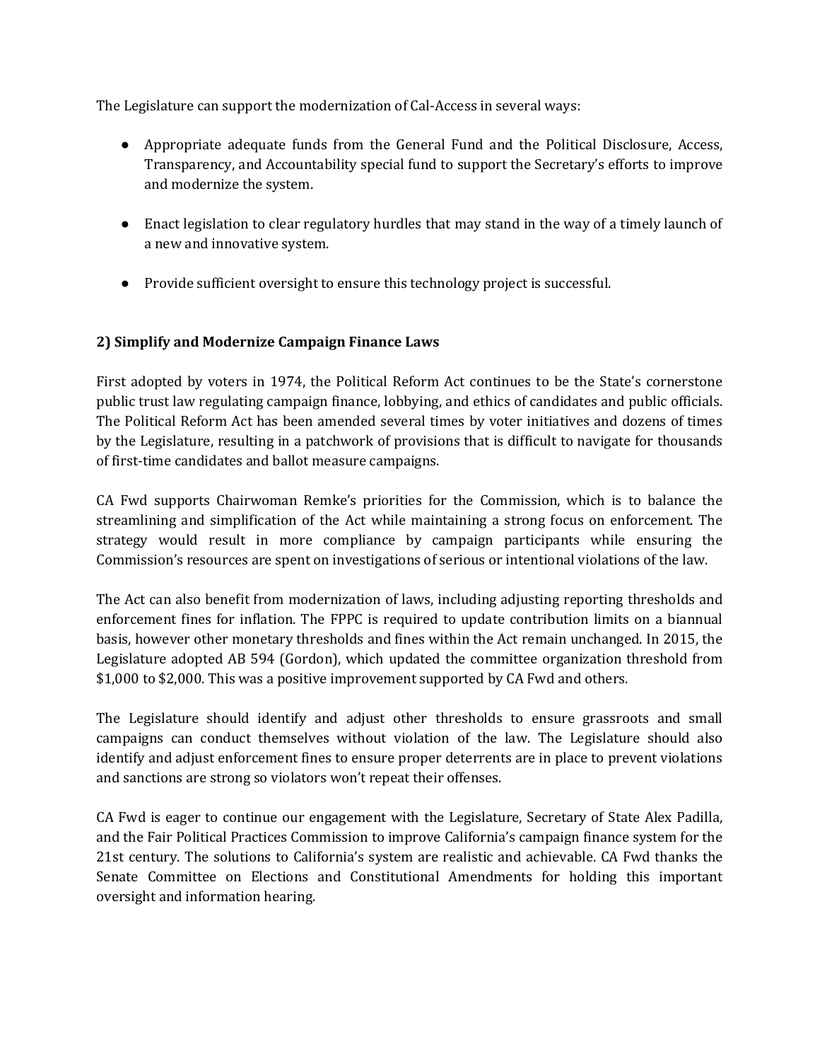The Legislature can support the modernization of Cal-Access in several ways:

- Appropriate adequate funds from the General Fund and the Political Disclosure, Access, Transparency, and Accountability special fund to support the Secretary's efforts to improve and modernize the system.
- Enact legislation to clear regulatory hurdles that may stand in the way of a timely launch of a new and innovative system.
- Provide sufficient oversight to ensure this technology project is successful.

**2) Simplify and Modernize Campaign Finance Laws**

First adopted by voters in 1974, the Political Reform Act continues to be the State's cornerstone public trust law regulating campaign finance, lobbying, and ethics of candidates and public officials. The Political Reform Act has been amended several times by voter initiatives and dozens of times by the Legislature, resulting in a patchwork of provisions that is difficult to navigate for thousands of first-time candidates and ballot measure campaigns.

CA Fwd supports Chairwoman Remke's priorities for the Commission, which is to balance the streamlining and simplification of the Act while maintaining a strong focus on enforcement. The strategy would result in more compliance by campaign participants while ensuring the Commission's resources are spent on investigations of serious or intentional violations of the law.

The Act can also benefit from modernization of laws, including adjusting reporting thresholds and enforcement fines for inflation. The FPPC is required to update contribution limits on a biannual basis, however other monetary thresholds and fines within the Act remain unchanged. In 2015, the Legislature adopted AB 594 (Gordon), which updated the committee organization threshold from $1,000 to $2,000. This was a positive improvement supported by CA Fwd and others.

The Legislature should identify and adjust other thresholds to ensure grassroots and small campaigns can conduct themselves without violation of the law. The Legislature should also identify and adjust enforcement fines to ensure proper deterrents are in place to prevent violations and sanctions are strong so violators won't repeat their offenses.

CA Fwd is eager to continue our engagement with the Legislature, Secretary of State Alex Padilla, and the Fair Political Practices Commission to improve California's campaign finance system for the 21st century. The solutions to California's system are realistic and achievable. CA Fwd thanks the Senate Committee on Elections and Constitutional Amendments for holding this important oversight and information hearing.